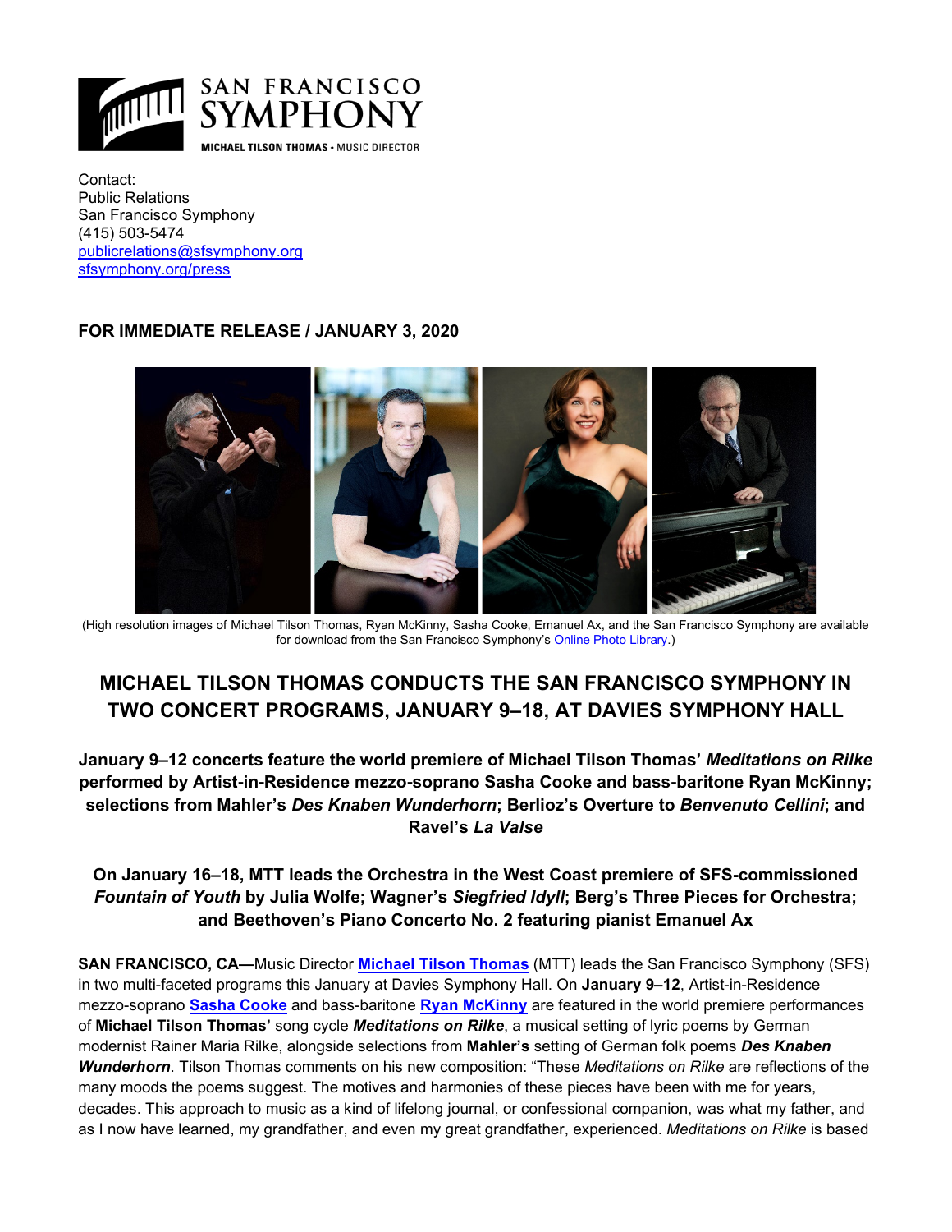SAN FRANCISCO SYMPHONY
MICHAEL TILSON THOMAS • MUSIC DIRECTOR

Contact:
Public Relations
San Francisco Symphony
(415) 503-5474
publicrelations@sfsymphony.org
sfsymphony.org/press

**FOR IMMEDIATE RELEASE / JANUARY 3, 2020**

(High resolution images of Michael Tilson Thomas, Ryan McKinny, Sasha Cooke, Emanuel Ax, and the San Francisco Symphony are available for download from the San Francisco Symphony's Online Photo Library.)

# MICHAEL TILSON THOMAS CONDUCTS THE SAN FRANCISCO SYMPHONY IN TWO CONCERT PROGRAMS, JANUARY 9–18, AT DAVIES SYMPHONY HALL

### January 9–12 concerts feature the world premiere of Michael Tilson Thomas' *Meditations on Rilke* performed by Artist-in-Residence mezzo-soprano Sasha Cooke and bass-baritone Ryan McKinny; selections from Mahler's *Des Knaben Wunderhorn*; Berlioz's Overture to *Benvenuto Cellini*; and Ravel's *La Valse*

### On January 16–18, MTT leads the Orchestra in the West Coast premiere of SFS-commissioned *Fountain of Youth* by Julia Wolfe; Wagner's *Siegfried Idyll*; Berg's Three Pieces for Orchestra; and Beethoven's Piano Concerto No. 2 featuring pianist Emanuel Ax

**SAN FRANCISCO, CA—**Music Director **Michael Tilson Thomas** (MTT) leads the San Francisco Symphony (SFS) in two multi-faceted programs this January at Davies Symphony Hall. On **January 9–12**, Artist-in-Residence mezzo-soprano **Sasha Cooke** and bass-baritone **Ryan McKinny** are featured in the world premiere performances of **Michael Tilson Thomas'** song cycle ***Meditations on Rilke***, a musical setting of lyric poems by German modernist Rainer Maria Rilke, alongside selections from **Mahler's** setting of German folk poems ***Des Knaben Wunderhorn***. Tilson Thomas comments on his new composition: "These *Meditations on Rilke* are reflections of the many moods the poems suggest. The motives and harmonies of these pieces have been with me for years, decades. This approach to music as a kind of lifelong journal, or confessional companion, was what my father, and as I now have learned, my grandfather, and even my great grandfather, experienced. *Meditations on Rilke* is based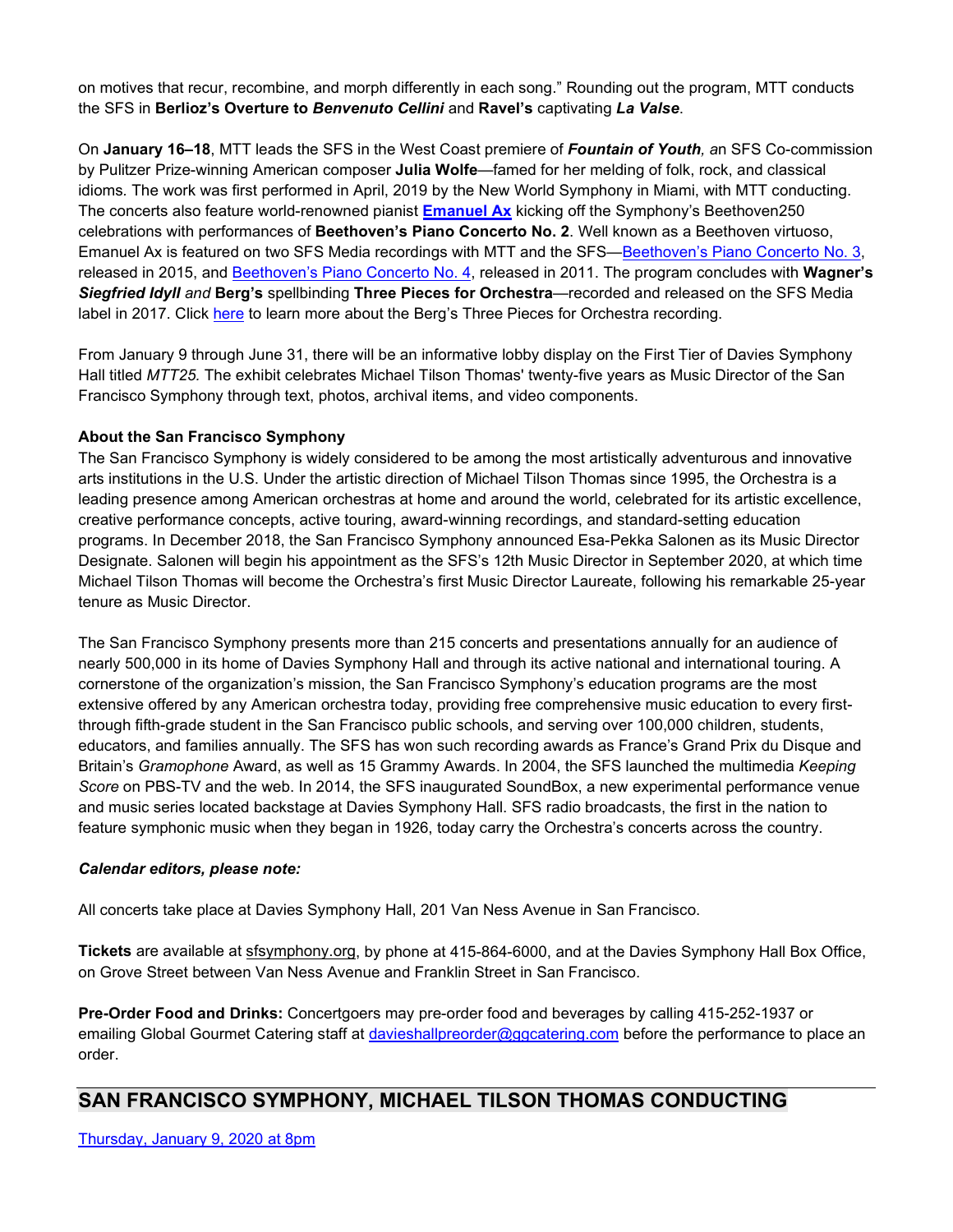on motives that recur, recombine, and morph differently in each song." Rounding out the program, MTT conducts the SFS in **Berlioz's Overture to *Benvenuto Cellini*** and **Ravel's** captivating ***La Valse***.

On **January 16–18**, MTT leads the SFS in the West Coast premiere of ***Fountain of Youth**, a*n SFS Co-commission by Pulitzer Prize-winning American composer **Julia Wolfe**—famed for her melding of folk, rock, and classical idioms. The work was first performed in April, 2019 by the New World Symphony in Miami, with MTT conducting. The concerts also feature world-renowned pianist **Emanuel Ax** kicking off the Symphony's Beethoven250 celebrations with performances of **Beethoven's Piano Concerto No. 2**. Well known as a Beethoven virtuoso, Emanuel Ax is featured on two SFS Media recordings with MTT and the SFS—Beethoven's Piano Concerto No. 3, released in 2015, and Beethoven's Piano Concerto No. 4, released in 2011. The program concludes with **Wagner's *Siegfried Idyll*** *and* **Berg's** spellbinding **Three Pieces for Orchestra**—recorded and released on the SFS Media label in 2017. Click here to learn more about the Berg's Three Pieces for Orchestra recording.

From January 9 through June 31, there will be an informative lobby display on the First Tier of Davies Symphony Hall titled *MTT25.* The exhibit celebrates Michael Tilson Thomas' twenty-five years as Music Director of the San Francisco Symphony through text, photos, archival items, and video components.

**About the San Francisco Symphony**

The San Francisco Symphony is widely considered to be among the most artistically adventurous and innovative arts institutions in the U.S. Under the artistic direction of Michael Tilson Thomas since 1995, the Orchestra is a leading presence among American orchestras at home and around the world, celebrated for its artistic excellence, creative performance concepts, active touring, award-winning recordings, and standard-setting education programs. In December 2018, the San Francisco Symphony announced Esa-Pekka Salonen as its Music Director Designate. Salonen will begin his appointment as the SFS's 12th Music Director in September 2020, at which time Michael Tilson Thomas will become the Orchestra's first Music Director Laureate, following his remarkable 25-year tenure as Music Director.

The San Francisco Symphony presents more than 215 concerts and presentations annually for an audience of nearly 500,000 in its home of Davies Symphony Hall and through its active national and international touring. A cornerstone of the organization's mission, the San Francisco Symphony's education programs are the most extensive offered by any American orchestra today, providing free comprehensive music education to every first- through fifth-grade student in the San Francisco public schools, and serving over 100,000 children, students, educators, and families annually. The SFS has won such recording awards as France's Grand Prix du Disque and Britain's *Gramophone* Award, as well as 15 Grammy Awards. In 2004, the SFS launched the multimedia *Keeping Score* on PBS-TV and the web. In 2014, the SFS inaugurated SoundBox, a new experimental performance venue and music series located backstage at Davies Symphony Hall. SFS radio broadcasts, the first in the nation to feature symphonic music when they began in 1926, today carry the Orchestra's concerts across the country.

***Calendar editors, please note:***

All concerts take place at Davies Symphony Hall, 201 Van Ness Avenue in San Francisco.

**Tickets** are available at sfsymphony.org, by phone at 415-864-6000, and at the Davies Symphony Hall Box Office, on Grove Street between Van Ness Avenue and Franklin Street in San Francisco.

**Pre-Order Food and Drinks:** Concertgoers may pre-order food and beverages by calling 415-252-1937 or emailing Global Gourmet Catering staff at davieshallpreorder@ggcatering.com before the performance to place an order.

## SAN FRANCISCO SYMPHONY, MICHAEL TILSON THOMAS CONDUCTING

Thursday, January 9, 2020 at 8pm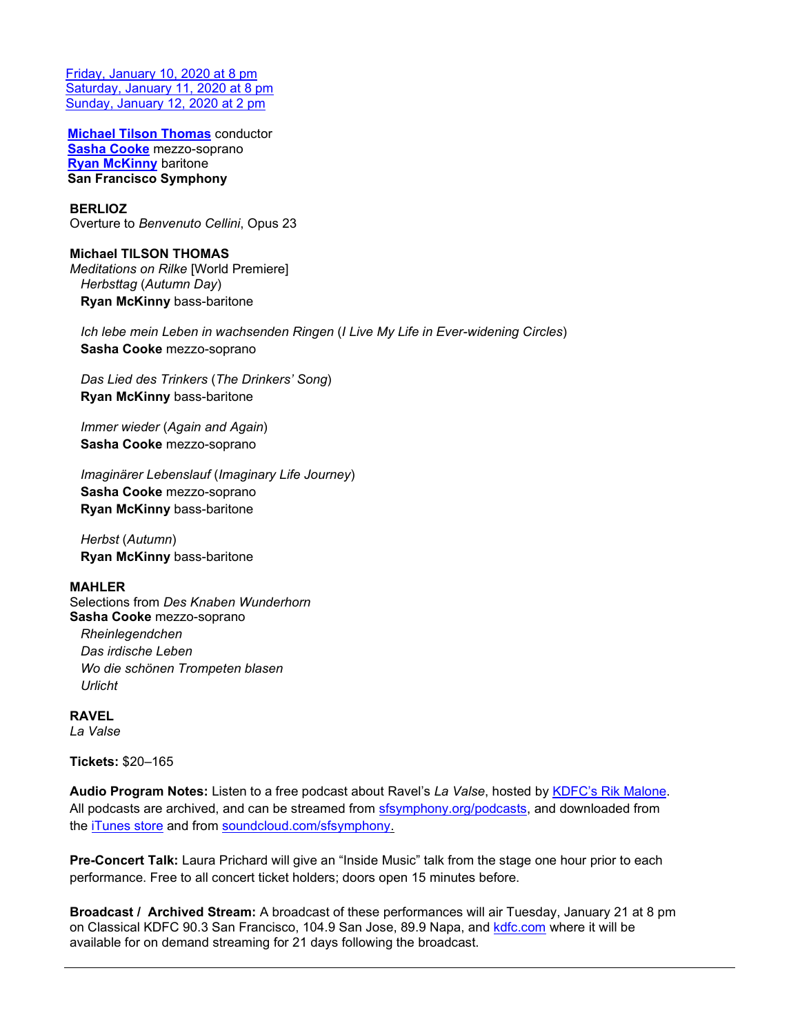[Friday, January 10, 2020 at 8 pm](#)
[Saturday, January 11, 2020 at 8 pm](#)
[Sunday, January 12, 2020 at 2 pm](#)

**[Michael Tilson Thomas](#)** conductor
**[Sasha Cooke](#)** mezzo-soprano
**[Ryan McKinny](#)** baritone
**San Francisco Symphony**

**BERLIOZ**
Overture to *Benvenuto Cellini*, Opus 23

**Michael TILSON THOMAS**
*Meditations on Rilke* [World Premiere]

*Herbsttag* (*Autumn Day*)
**Ryan McKinny** bass-baritone

*Ich lebe mein Leben in wachsenden Ringen* (*I Live My Life in Ever-widening Circles*)
**Sasha Cooke** mezzo-soprano

*Das Lied des Trinkers* (*The Drinkers' Song*)
**Ryan McKinny** bass-baritone

*Immer wieder* (*Again and Again*)
**Sasha Cooke** mezzo-soprano

*Imaginärer Lebenslauf* (*Imaginary Life Journey*)
**Sasha Cooke** mezzo-soprano
**Ryan McKinny** bass-baritone

*Herbst* (*Autumn*)
**Ryan McKinny** bass-baritone

**MAHLER**
Selections from *Des Knaben Wunderhorn*
**Sasha Cooke** mezzo-soprano
*Rheinlegendchen*
*Das irdische Leben*
*Wo die schönen Trompeten blasen*
*Urlicht*

**RAVEL**
*La Valse*

**Tickets:** $20–165

**Audio Program Notes:** Listen to a free podcast about Ravel's *La Valse*, hosted by [KDFC's Rik Malone](#). All podcasts are archived, and can be streamed from [sfsymphony.org/podcasts](#), and downloaded from the [iTunes store](#) and from [soundcloud.com/sfsymphony.](#)

**Pre-Concert Talk:** Laura Prichard will give an "Inside Music" talk from the stage one hour prior to each performance. Free to all concert ticket holders; doors open 15 minutes before.

**Broadcast / Archived Stream:** A broadcast of these performances will air Tuesday, January 21 at 8 pm on Classical KDFC 90.3 San Francisco, 104.9 San Jose, 89.9 Napa, and [kdfc.com](#) where it will be available for on demand streaming for 21 days following the broadcast.

---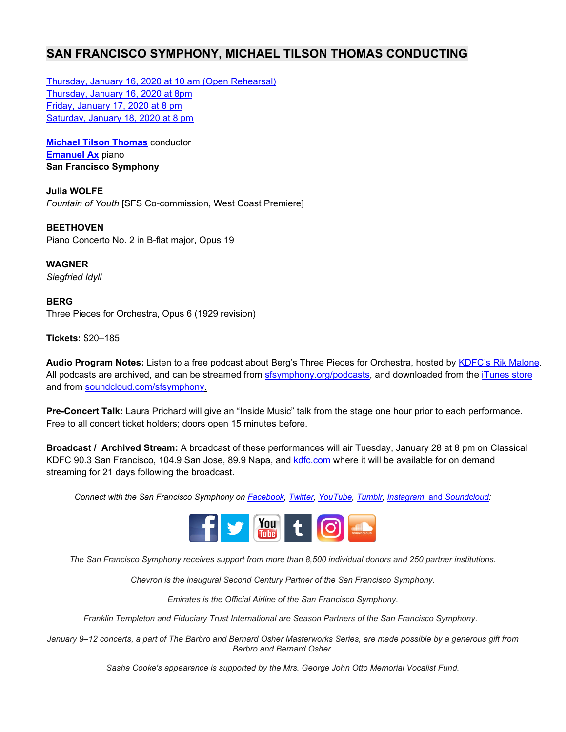## SAN FRANCISCO SYMPHONY, MICHAEL TILSON THOMAS CONDUCTING

Thursday, January 16, 2020 at 10 am (Open Rehearsal)
Thursday, January 16, 2020 at 8pm
Friday, January 17, 2020 at 8 pm
Saturday, January 18, 2020 at 8 pm

**Michael Tilson Thomas** conductor
**Emanuel Ax** piano
**San Francisco Symphony**

**Julia WOLFE**
*Fountain of Youth* [SFS Co-commission, West Coast Premiere]

**BEETHOVEN**
Piano Concerto No. 2 in B-flat major, Opus 19

**WAGNER**
*Siegfried Idyll*

**BERG**
Three Pieces for Orchestra, Opus 6 (1929 revision)

**Tickets:** $20–185

**Audio Program Notes:** Listen to a free podcast about Berg's Three Pieces for Orchestra, hosted by KDFC's Rik Malone. All podcasts are archived, and can be streamed from sfsymphony.org/podcasts, and downloaded from the iTunes store and from soundcloud.com/sfsymphony.

**Pre-Concert Talk:** Laura Prichard will give an "Inside Music" talk from the stage one hour prior to each performance. Free to all concert ticket holders; doors open 15 minutes before.

**Broadcast / Archived Stream:** A broadcast of these performances will air Tuesday, January 28 at 8 pm on Classical KDFC 90.3 San Francisco, 104.9 San Jose, 89.9 Napa, and kdfc.com where it will be available for on demand streaming for 21 days following the broadcast.

---

*Connect with the San Francisco Symphony on Facebook, Twitter, YouTube, Tumblr, Instagram, and Soundcloud:*

*The San Francisco Symphony receives support from more than 8,500 individual donors and 250 partner institutions.*

*Chevron is the inaugural Second Century Partner of the San Francisco Symphony.*

*Emirates is the Official Airline of the San Francisco Symphony.*

*Franklin Templeton and Fiduciary Trust International are Season Partners of the San Francisco Symphony.*

*January 9–12 concerts, a part of The Barbro and Bernard Osher Masterworks Series, are made possible by a generous gift from Barbro and Bernard Osher.*

*Sasha Cooke's appearance is supported by the Mrs. George John Otto Memorial Vocalist Fund.*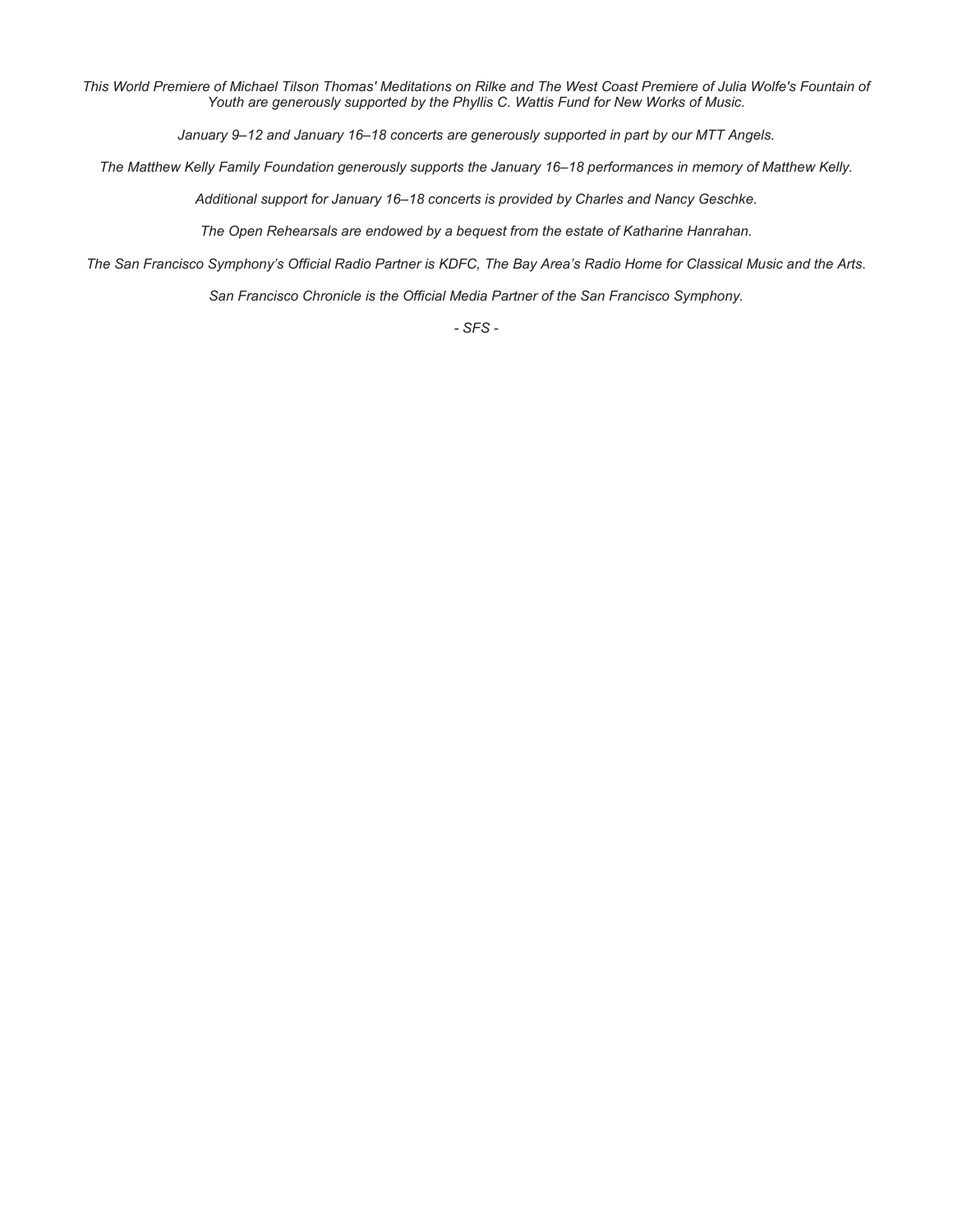*This World Premiere of Michael Tilson Thomas' Meditations on Rilke and The West Coast Premiere of Julia Wolfe's Fountain of Youth are generously supported by the Phyllis C. Wattis Fund for New Works of Music.*

*January 9–12 and January 16–18 concerts are generously supported in part by our MTT Angels.*

*The Matthew Kelly Family Foundation generously supports the January 16–18 performances in memory of Matthew Kelly.*

*Additional support for January 16–18 concerts is provided by Charles and Nancy Geschke.*

*The Open Rehearsals are endowed by a bequest from the estate of Katharine Hanrahan.*

*The San Francisco Symphony's Official Radio Partner is KDFC, The Bay Area's Radio Home for Classical Music and the Arts.*

*San Francisco Chronicle is the Official Media Partner of the San Francisco Symphony.*

*- SFS -*